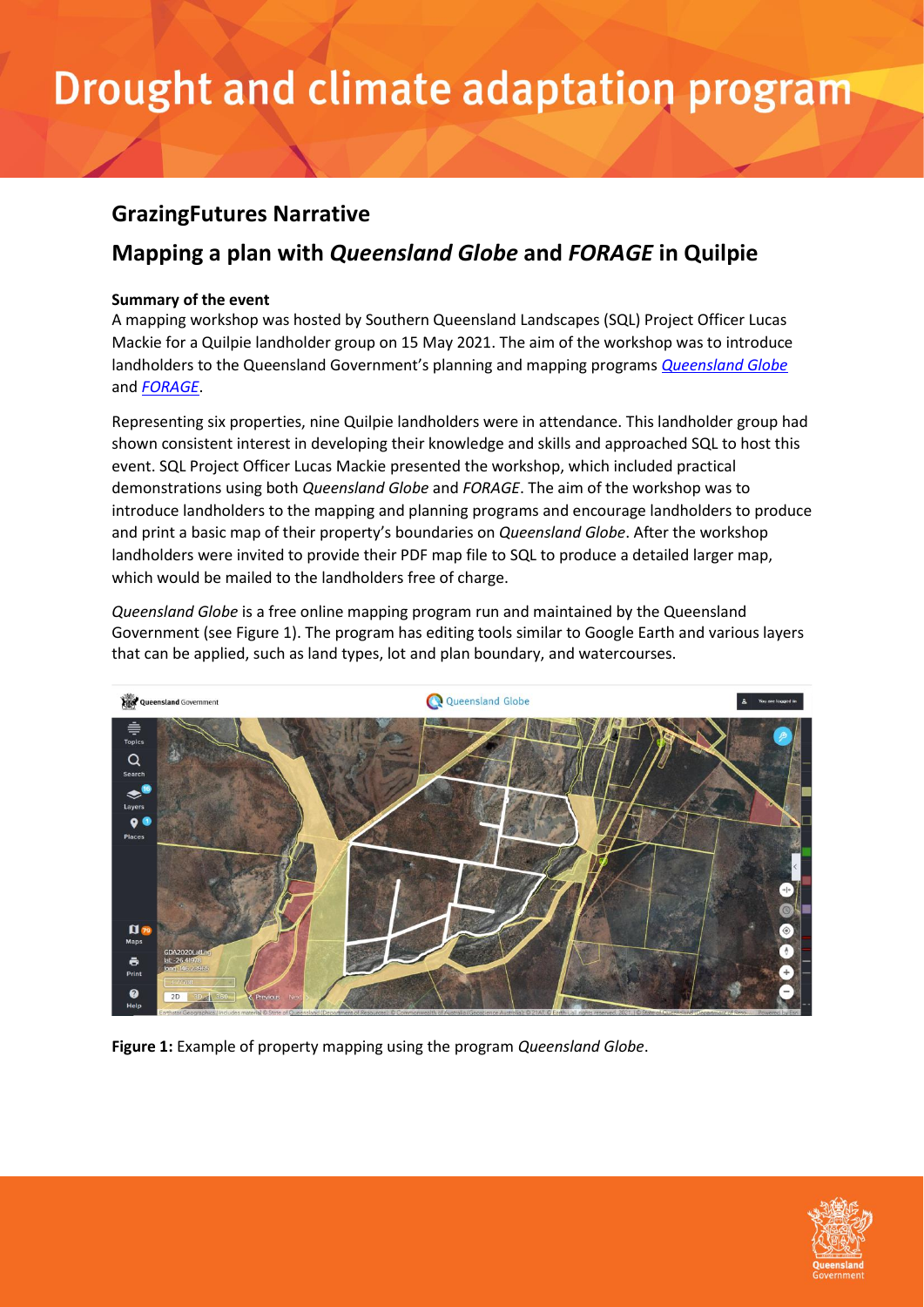# Drought and climate adaptation program

## GrazingFutures Narrative

## Mapping a plan with *Queensland Globe* and *FORAGE* in Quilpie

**Summary of the event**

A mapping workshop was hosted by Southern Queensland Landscapes (SQL) Project Officer Lucas Mackie for a Quilpie landholder group on 15 May 2021. The aim of the workshop was to introduce landholders to the Queensland Government's planning and mapping programs [*Queensland Globe*] and [*FORAGE*].

Representing six properties, nine Quilpie landholders were in attendance. This landholder group had shown consistent interest in developing their knowledge and skills and approached SQL to host this event. SQL Project Officer Lucas Mackie presented the workshop, which included practical demonstrations using both *Queensland Globe* and *FORAGE*. The aim of the workshop was to introduce landholders to the mapping and planning programs and encourage landholders to produce and print a basic map of their property's boundaries on *Queensland Globe*. After the workshop landholders were invited to provide their PDF map file to SQL to produce a detailed larger map, which would be mailed to the landholders free of charge.

*Queensland Globe* is a free online mapping program run and maintained by the Queensland Government (see Figure 1). The program has editing tools similar to Google Earth and various layers that can be applied, such as land types, lot and plan boundary, and watercourses.

**Figure 1:** Example of property mapping using the program *Queensland Globe*.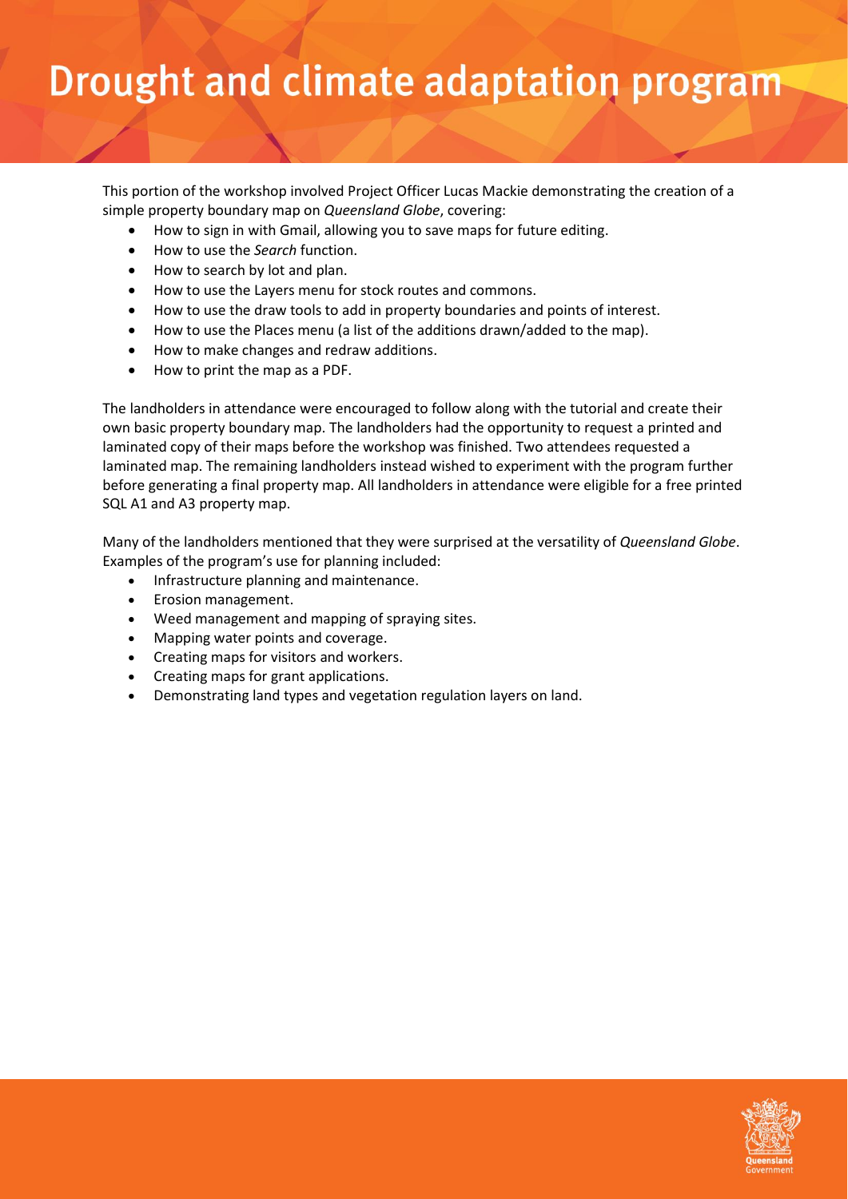# Drought and climate adaptation program

This portion of the workshop involved Project Officer Lucas Mackie demonstrating the creation of a simple property boundary map on *Queensland Globe*, covering:

- How to sign in with Gmail, allowing you to save maps for future editing.
- How to use the *Search* function.
- How to search by lot and plan.
- How to use the Layers menu for stock routes and commons.
- How to use the draw tools to add in property boundaries and points of interest.
- How to use the Places menu (a list of the additions drawn/added to the map).
- How to make changes and redraw additions.
- How to print the map as a PDF.

The landholders in attendance were encouraged to follow along with the tutorial and create their own basic property boundary map. The landholders had the opportunity to request a printed and laminated copy of their maps before the workshop was finished. Two attendees requested a laminated map. The remaining landholders instead wished to experiment with the program further before generating a final property map. All landholders in attendance were eligible for a free printed SQL A1 and A3 property map.

Many of the landholders mentioned that they were surprised at the versatility of *Queensland Globe*. Examples of the program's use for planning included:

- Infrastructure planning and maintenance.
- Erosion management.
- Weed management and mapping of spraying sites.
- Mapping water points and coverage.
- Creating maps for visitors and workers.
- Creating maps for grant applications.
- Demonstrating land types and vegetation regulation layers on land.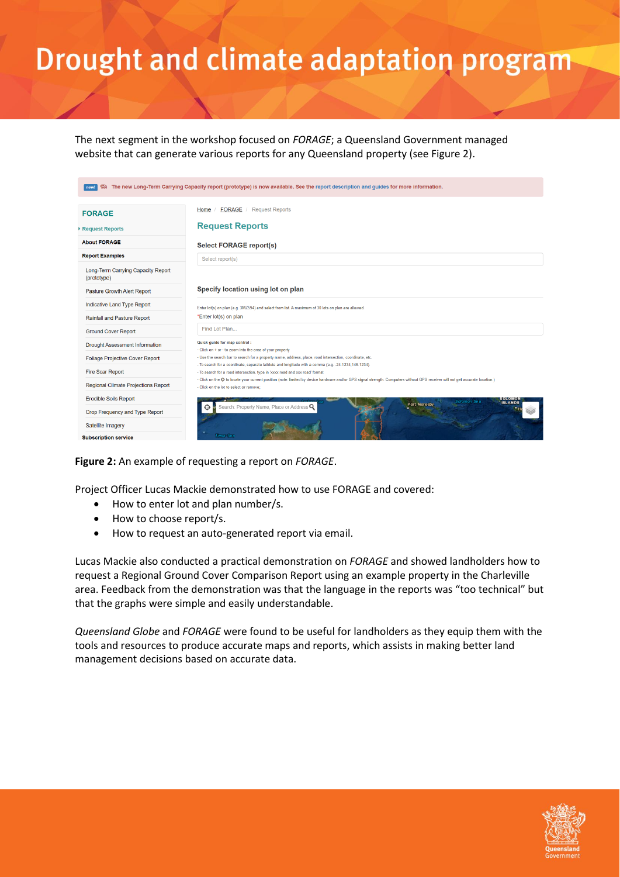# Drought and climate adaptation program

The next segment in the workshop focused on *FORAGE*; a Queensland Government managed website that can generate various reports for any Queensland property (see Figure 2).

**Figure 2:** An example of requesting a report on *FORAGE*.

Project Officer Lucas Mackie demonstrated how to use FORAGE and covered:

- How to enter lot and plan number/s.
- How to choose report/s.
- How to request an auto-generated report via email.

Lucas Mackie also conducted a practical demonstration on *FORAGE* and showed landholders how to request a Regional Ground Cover Comparison Report using an example property in the Charleville area. Feedback from the demonstration was that the language in the reports was "too technical" but that the graphs were simple and easily understandable.

*Queensland Globe* and *FORAGE* were found to be useful for landholders as they equip them with the tools and resources to produce accurate maps and reports, which assists in making better land management decisions based on accurate data.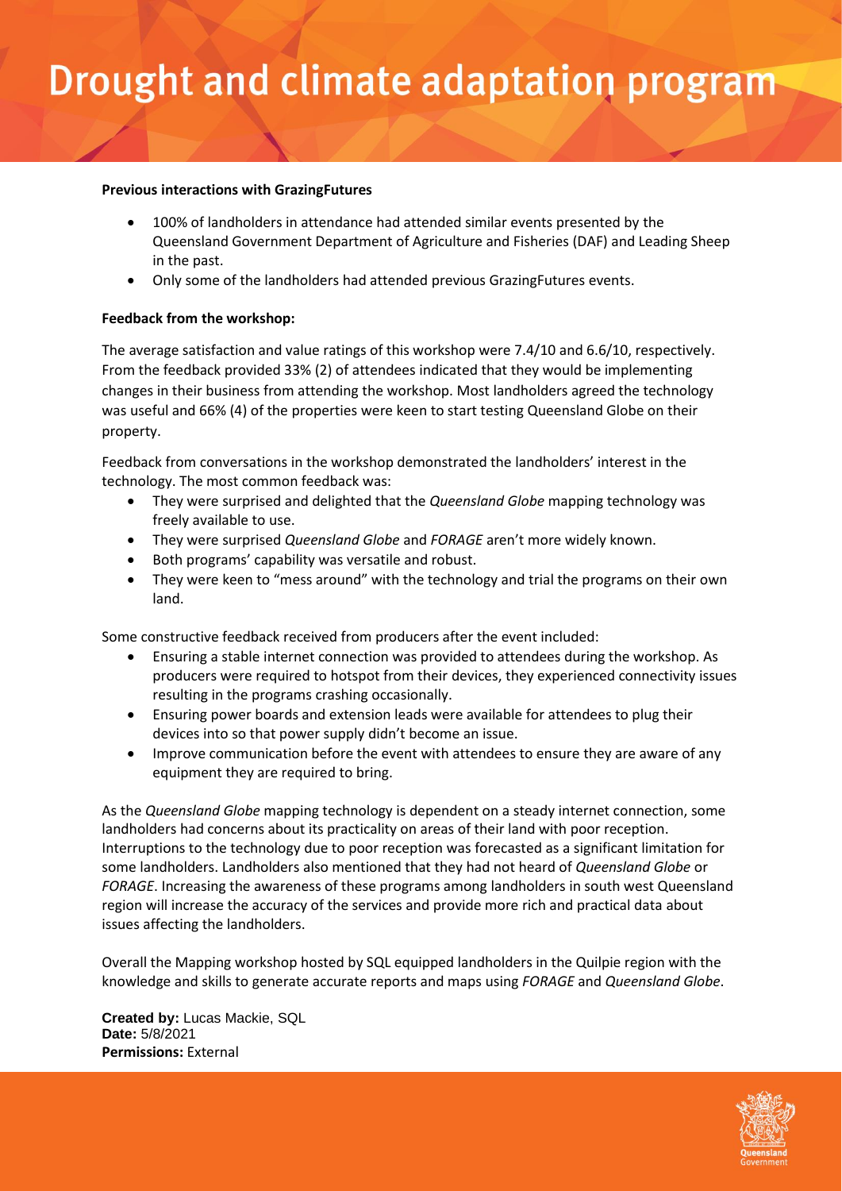**Previous interactions with GrazingFutures**

- 100% of landholders in attendance had attended similar events presented by the Queensland Government Department of Agriculture and Fisheries (DAF) and Leading Sheep in the past.
- Only some of the landholders had attended previous GrazingFutures events.

**Feedback from the workshop:**

The average satisfaction and value ratings of this workshop were 7.4/10 and 6.6/10, respectively. From the feedback provided 33% (2) of attendees indicated that they would be implementing changes in their business from attending the workshop. Most landholders agreed the technology was useful and 66% (4) of the properties were keen to start testing Queensland Globe on their property.

Feedback from conversations in the workshop demonstrated the landholders' interest in the technology. The most common feedback was:

- They were surprised and delighted that the *Queensland Globe* mapping technology was freely available to use.
- They were surprised *Queensland Globe* and *FORAGE* aren't more widely known.
- Both programs' capability was versatile and robust.
- They were keen to "mess around" with the technology and trial the programs on their own land.

Some constructive feedback received from producers after the event included:

- Ensuring a stable internet connection was provided to attendees during the workshop. As producers were required to hotspot from their devices, they experienced connectivity issues resulting in the programs crashing occasionally.
- Ensuring power boards and extension leads were available for attendees to plug their devices into so that power supply didn't become an issue.
- Improve communication before the event with attendees to ensure they are aware of any equipment they are required to bring.

As the *Queensland Globe* mapping technology is dependent on a steady internet connection, some landholders had concerns about its practicality on areas of their land with poor reception. Interruptions to the technology due to poor reception was forecasted as a significant limitation for some landholders. Landholders also mentioned that they had not heard of *Queensland Globe* or *FORAGE*. Increasing the awareness of these programs among landholders in south west Queensland region will increase the accuracy of the services and provide more rich and practical data about issues affecting the landholders.

Overall the Mapping workshop hosted by SQL equipped landholders in the Quilpie region with the knowledge and skills to generate accurate reports and maps using *FORAGE* and *Queensland Globe*.

**Created by:** Lucas Mackie, SQL
**Date:** 5/8/2021
**Permissions:** External